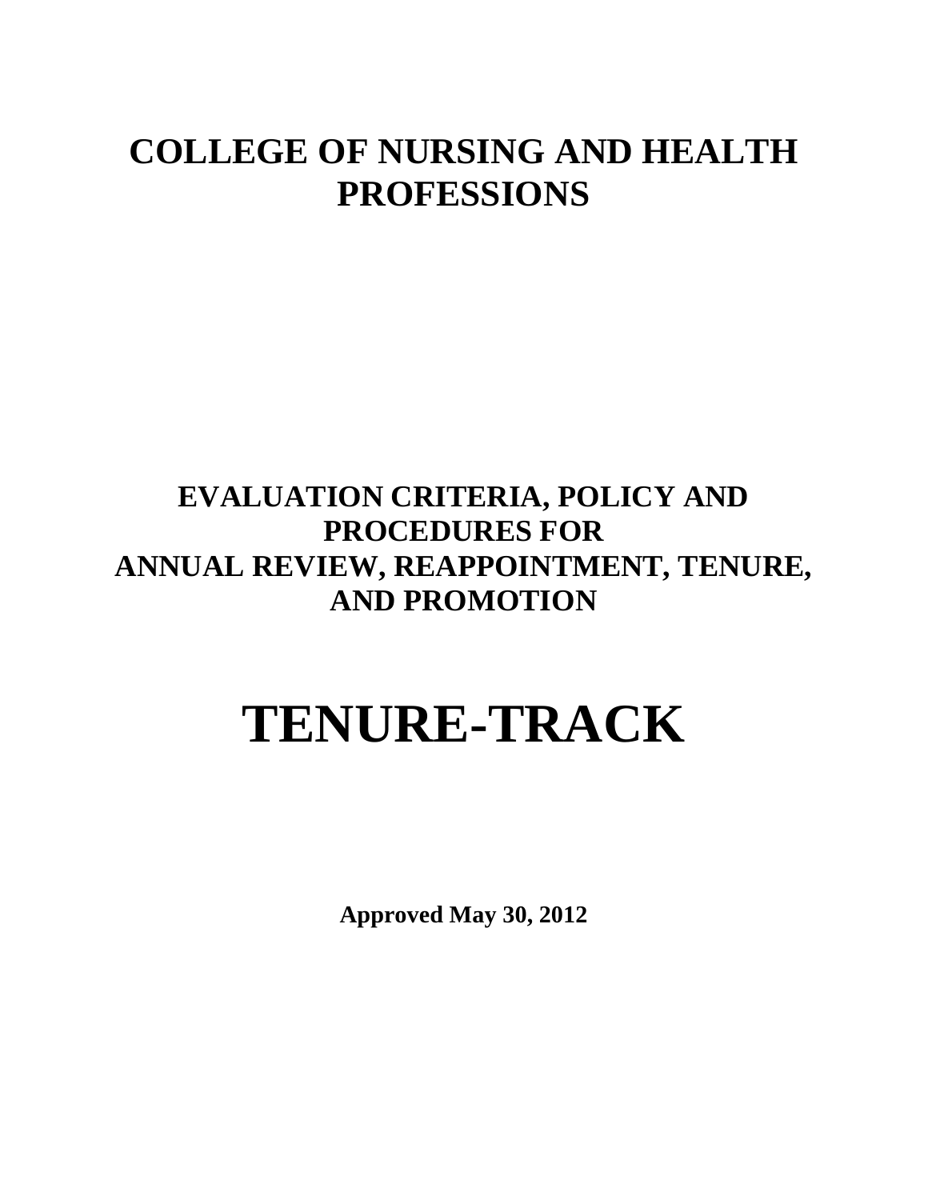# COLLEGE OF NURSING AND HEALTH PROFESSIONS

## EVALUATION CRITERIA, POLICY AND PROCEDURES FOR ANNUAL REVIEW, REAPPOINTMENT, TENURE, AND PROMOTION

# TENURE-TRACK

**Approved May 30, 2012**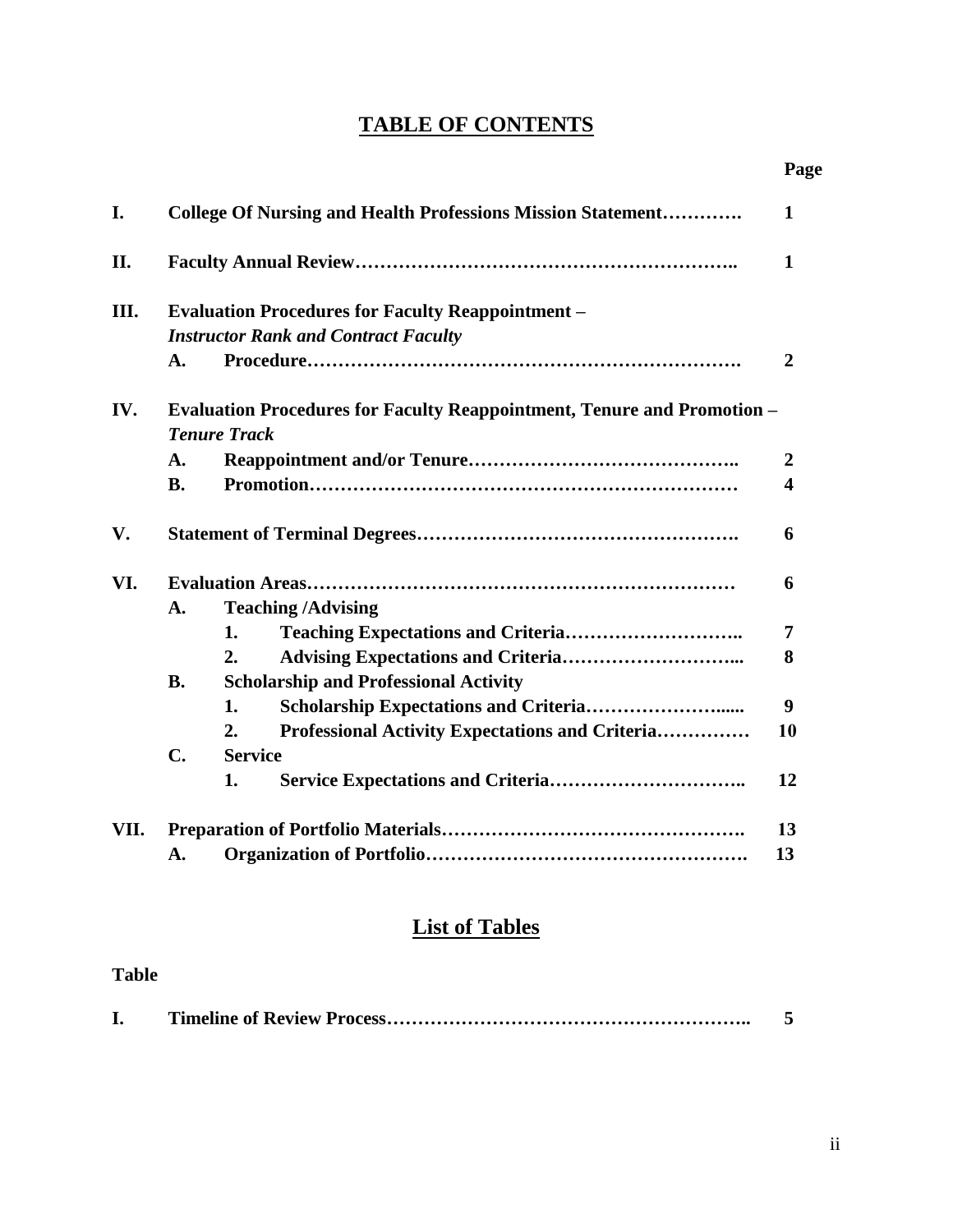# TABLE OF CONTENTS

| | | | | Page |
|---|---|---|---|---|
| **I.** | **College Of Nursing and Health Professions Mission Statement………….** | | | **1** |
| **II.** | **Faculty Annual Review…………………………………………………..** | | | **1** |
| **III.** | **Evaluation Procedures for Faculty Reappointment –** ***Instructor Rank and Contract Faculty*** | | | |
| | **A.** | **Procedure………………………………………………………….** | | **2** |
| **IV.** | **Evaluation Procedures for Faculty Reappointment, Tenure and Promotion –** ***Tenure Track*** | | | |
| | **A.** | **Reappointment and/or Tenure…………………………………..** | | **2** |
| | **B.** | **Promotion…………………………………………………………** | | **4** |
| **V.** | **Statement of Terminal Degrees………………………………………….** | | | **6** |
| **VI.** | **Evaluation Areas…………………………………………………………** | | | **6** |
| | **A.** | **Teaching /Advising** | | |
| | | **1.** | **Teaching Expectations and Criteria………………………..** | **7** |
| | | **2.** | **Advising Expectations and Criteria………………………...** | **8** |
| | **B.** | **Scholarship and Professional Activity** | | |
| | | **1.** | **Scholarship Expectations and Criteria…………………......** | **9** |
| | | **2.** | **Professional Activity Expectations and Criteria……………** | **10** |
| | **C.** | **Service** | | |
| | | **1.** | **Service Expectations and Criteria…………………………..** | **12** |
| **VII.** | **Preparation of Portfolio Materials……………………………………….** | | | **13** |
| | **A.** | **Organization of Portfolio………………………………………….** | | **13** |

# List of Tables

**Table**

| | | |
|---|---|---|
| **I.** | **Timeline of Review Process………………………………………………..** | **5** |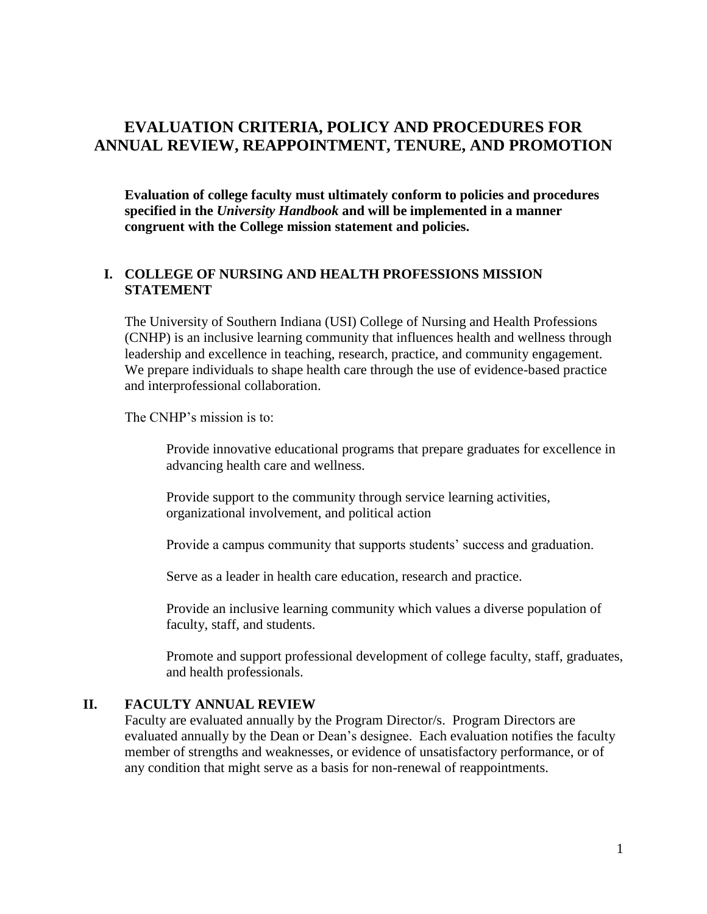# EVALUATION CRITERIA, POLICY AND PROCEDURES FOR ANNUAL REVIEW, REAPPOINTMENT, TENURE, AND PROMOTION

**Evaluation of college faculty must ultimately conform to policies and procedures specified in the *University Handbook* and will be implemented in a manner congruent with the College mission statement and policies.**

## I. COLLEGE OF NURSING AND HEALTH PROFESSIONS MISSION STATEMENT

The University of Southern Indiana (USI) College of Nursing and Health Professions (CNHP) is an inclusive learning community that influences health and wellness through leadership and excellence in teaching, research, practice, and community engagement. We prepare individuals to shape health care through the use of evidence-based practice and interprofessional collaboration.

The CNHP's mission is to:

Provide innovative educational programs that prepare graduates for excellence in advancing health care and wellness.

Provide support to the community through service learning activities, organizational involvement, and political action

Provide a campus community that supports students' success and graduation.

Serve as a leader in health care education, research and practice.

Provide an inclusive learning community which values a diverse population of faculty, staff, and students.

Promote and support professional development of college faculty, staff, graduates, and health professionals.

## II. FACULTY ANNUAL REVIEW

Faculty are evaluated annually by the Program Director/s. Program Directors are evaluated annually by the Dean or Dean's designee. Each evaluation notifies the faculty member of strengths and weaknesses, or evidence of unsatisfactory performance, or of any condition that might serve as a basis for non-renewal of reappointments.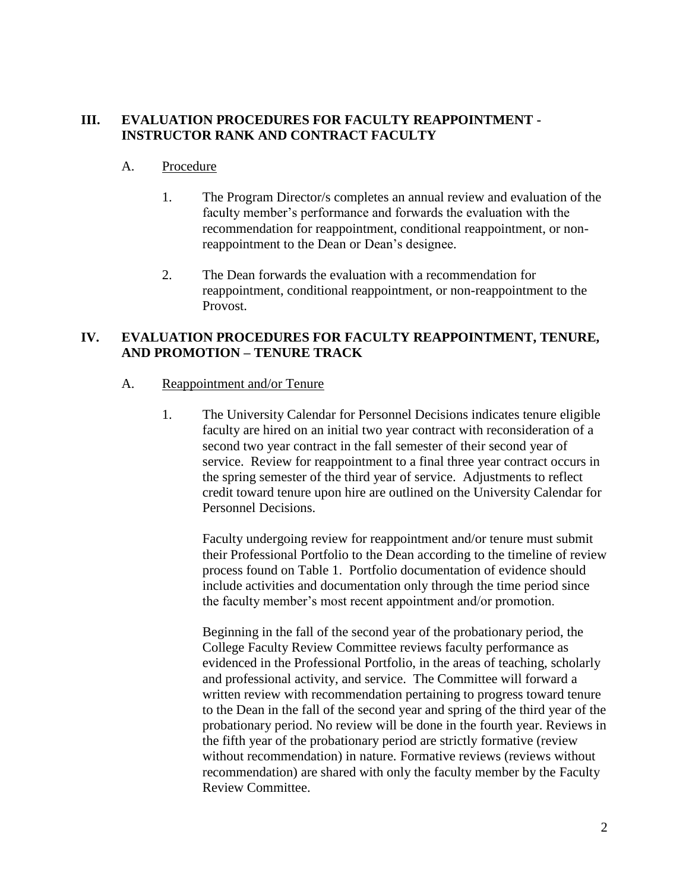## III. EVALUATION PROCEDURES FOR FACULTY REAPPOINTMENT - INSTRUCTOR RANK AND CONTRACT FACULTY

### A. Procedure

1. The Program Director/s completes an annual review and evaluation of the faculty member's performance and forwards the evaluation with the recommendation for reappointment, conditional reappointment, or non-reappointment to the Dean or Dean's designee.

2. The Dean forwards the evaluation with a recommendation for reappointment, conditional reappointment, or non-reappointment to the Provost.

## IV. EVALUATION PROCEDURES FOR FACULTY REAPPOINTMENT, TENURE, AND PROMOTION – TENURE TRACK

### A. Reappointment and/or Tenure

1. The University Calendar for Personnel Decisions indicates tenure eligible faculty are hired on an initial two year contract with reconsideration of a second two year contract in the fall semester of their second year of service. Review for reappointment to a final three year contract occurs in the spring semester of the third year of service. Adjustments to reflect credit toward tenure upon hire are outlined on the University Calendar for Personnel Decisions.

   Faculty undergoing review for reappointment and/or tenure must submit their Professional Portfolio to the Dean according to the timeline of review process found on Table 1. Portfolio documentation of evidence should include activities and documentation only through the time period since the faculty member's most recent appointment and/or promotion.

   Beginning in the fall of the second year of the probationary period, the College Faculty Review Committee reviews faculty performance as evidenced in the Professional Portfolio, in the areas of teaching, scholarly and professional activity, and service. The Committee will forward a written review with recommendation pertaining to progress toward tenure to the Dean in the fall of the second year and spring of the third year of the probationary period. No review will be done in the fourth year. Reviews in the fifth year of the probationary period are strictly formative (review without recommendation) in nature. Formative reviews (reviews without recommendation) are shared with only the faculty member by the Faculty Review Committee.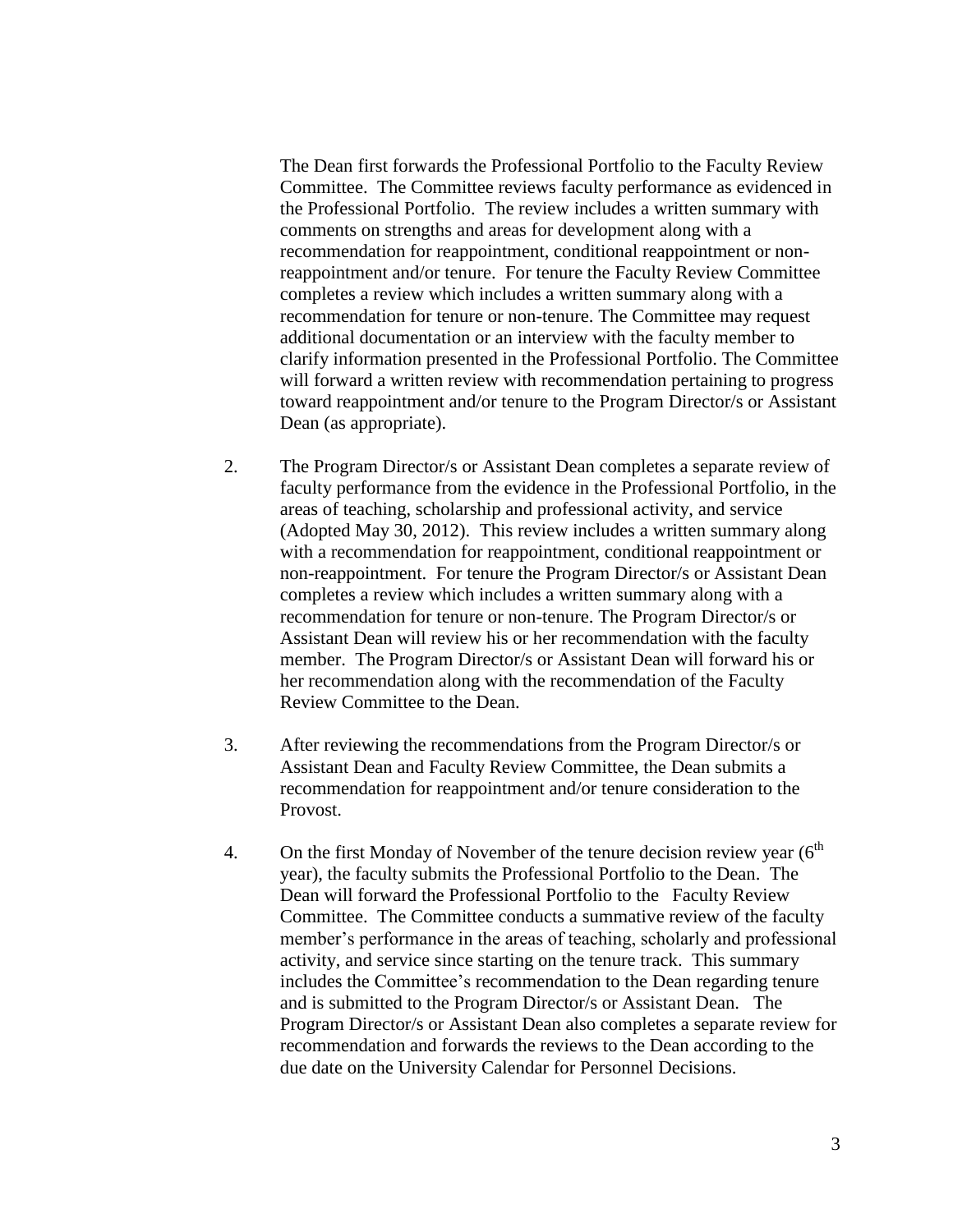The Dean first forwards the Professional Portfolio to the Faculty Review Committee. The Committee reviews faculty performance as evidenced in the Professional Portfolio. The review includes a written summary with comments on strengths and areas for development along with a recommendation for reappointment, conditional reappointment or non-reappointment and/or tenure. For tenure the Faculty Review Committee completes a review which includes a written summary along with a recommendation for tenure or non-tenure. The Committee may request additional documentation or an interview with the faculty member to clarify information presented in the Professional Portfolio. The Committee will forward a written review with recommendation pertaining to progress toward reappointment and/or tenure to the Program Director/s or Assistant Dean (as appropriate).

2. The Program Director/s or Assistant Dean completes a separate review of faculty performance from the evidence in the Professional Portfolio, in the areas of teaching, scholarship and professional activity, and service (Adopted May 30, 2012). This review includes a written summary along with a recommendation for reappointment, conditional reappointment or non-reappointment. For tenure the Program Director/s or Assistant Dean completes a review which includes a written summary along with a recommendation for tenure or non-tenure. The Program Director/s or Assistant Dean will review his or her recommendation with the faculty member. The Program Director/s or Assistant Dean will forward his or her recommendation along with the recommendation of the Faculty Review Committee to the Dean.

3. After reviewing the recommendations from the Program Director/s or Assistant Dean and Faculty Review Committee, the Dean submits a recommendation for reappointment and/or tenure consideration to the Provost.

4. On the first Monday of November of the tenure decision review year (6th year), the faculty submits the Professional Portfolio to the Dean. The Dean will forward the Professional Portfolio to the Faculty Review Committee. The Committee conducts a summative review of the faculty member's performance in the areas of teaching, scholarly and professional activity, and service since starting on the tenure track. This summary includes the Committee's recommendation to the Dean regarding tenure and is submitted to the Program Director/s or Assistant Dean. The Program Director/s or Assistant Dean also completes a separate review for recommendation and forwards the reviews to the Dean according to the due date on the University Calendar for Personnel Decisions.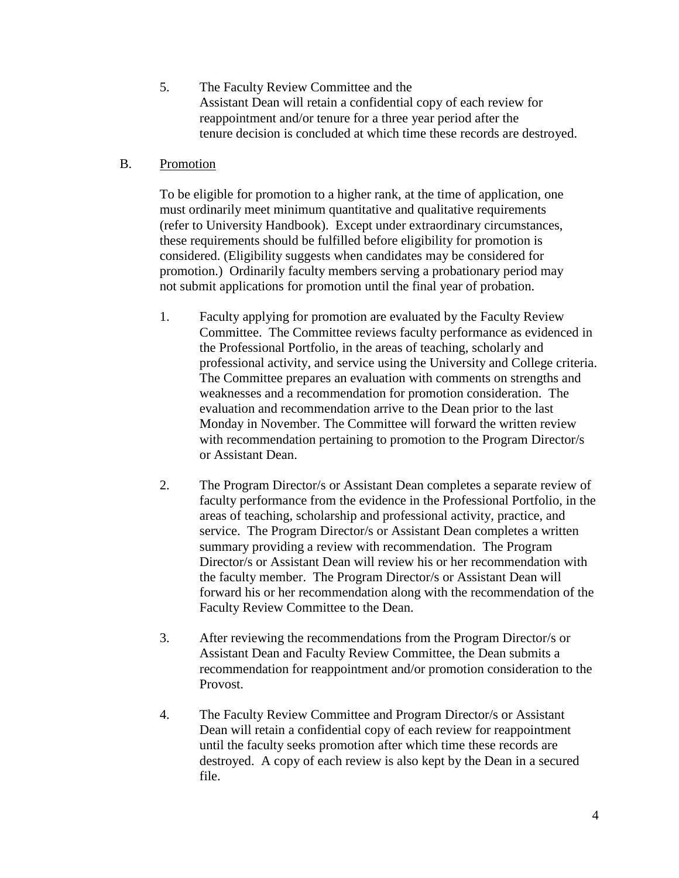5. The Faculty Review Committee and the Assistant Dean will retain a confidential copy of each review for reappointment and/or tenure for a three year period after the tenure decision is concluded at which time these records are destroyed.

B. <u>Promotion</u>

To be eligible for promotion to a higher rank, at the time of application, one must ordinarily meet minimum quantitative and qualitative requirements (refer to University Handbook). Except under extraordinary circumstances, these requirements should be fulfilled before eligibility for promotion is considered. (Eligibility suggests when candidates may be considered for promotion.) Ordinarily faculty members serving a probationary period may not submit applications for promotion until the final year of probation.

1. Faculty applying for promotion are evaluated by the Faculty Review Committee. The Committee reviews faculty performance as evidenced in the Professional Portfolio, in the areas of teaching, scholarly and professional activity, and service using the University and College criteria. The Committee prepares an evaluation with comments on strengths and weaknesses and a recommendation for promotion consideration. The evaluation and recommendation arrive to the Dean prior to the last Monday in November. The Committee will forward the written review with recommendation pertaining to promotion to the Program Director/s or Assistant Dean.

2. The Program Director/s or Assistant Dean completes a separate review of faculty performance from the evidence in the Professional Portfolio, in the areas of teaching, scholarship and professional activity, practice, and service. The Program Director/s or Assistant Dean completes a written summary providing a review with recommendation. The Program Director/s or Assistant Dean will review his or her recommendation with the faculty member. The Program Director/s or Assistant Dean will forward his or her recommendation along with the recommendation of the Faculty Review Committee to the Dean.

3. After reviewing the recommendations from the Program Director/s or Assistant Dean and Faculty Review Committee, the Dean submits a recommendation for reappointment and/or promotion consideration to the Provost.

4. The Faculty Review Committee and Program Director/s or Assistant Dean will retain a confidential copy of each review for reappointment until the faculty seeks promotion after which time these records are destroyed. A copy of each review is also kept by the Dean in a secured file.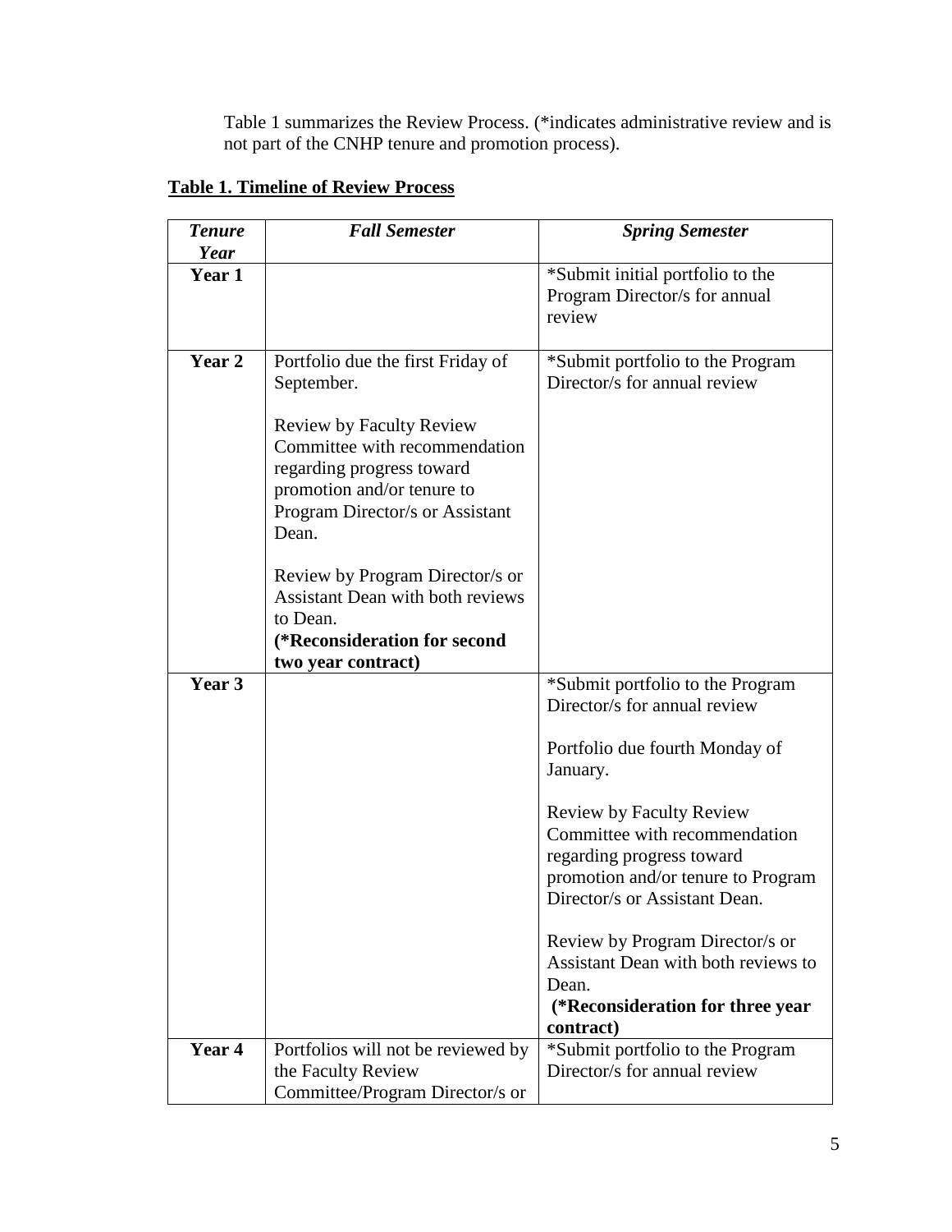Table 1 summarizes the Review Process. (*indicates administrative review and is not part of the CNHP tenure and promotion process).

**Table 1. Timeline of Review Process**

| ***Tenure Year*** | ***Fall Semester*** | ***Spring Semester*** |
|---|---|---|
| **Year 1** | | *Submit initial portfolio to the Program Director/s for annual review |
| **Year 2** | Portfolio due the first Friday of September.<br><br>Review by Faculty Review Committee with recommendation regarding progress toward promotion and/or tenure to Program Director/s or Assistant Dean.<br><br>Review by Program Director/s or Assistant Dean with both reviews to Dean.<br>**(*Reconsideration for second two year contract)** | *Submit portfolio to the Program Director/s for annual review |
| **Year 3** | | *Submit portfolio to the Program Director/s for annual review<br><br>Portfolio due fourth Monday of January.<br><br>Review by Faculty Review Committee with recommendation regarding progress toward promotion and/or tenure to Program Director/s or Assistant Dean.<br><br>Review by Program Director/s or Assistant Dean with both reviews to Dean.<br>**(*Reconsideration for three year contract)** |
| **Year 4** | Portfolios will not be reviewed by the Faculty Review Committee/Program Director/s or | *Submit portfolio to the Program Director/s for annual review |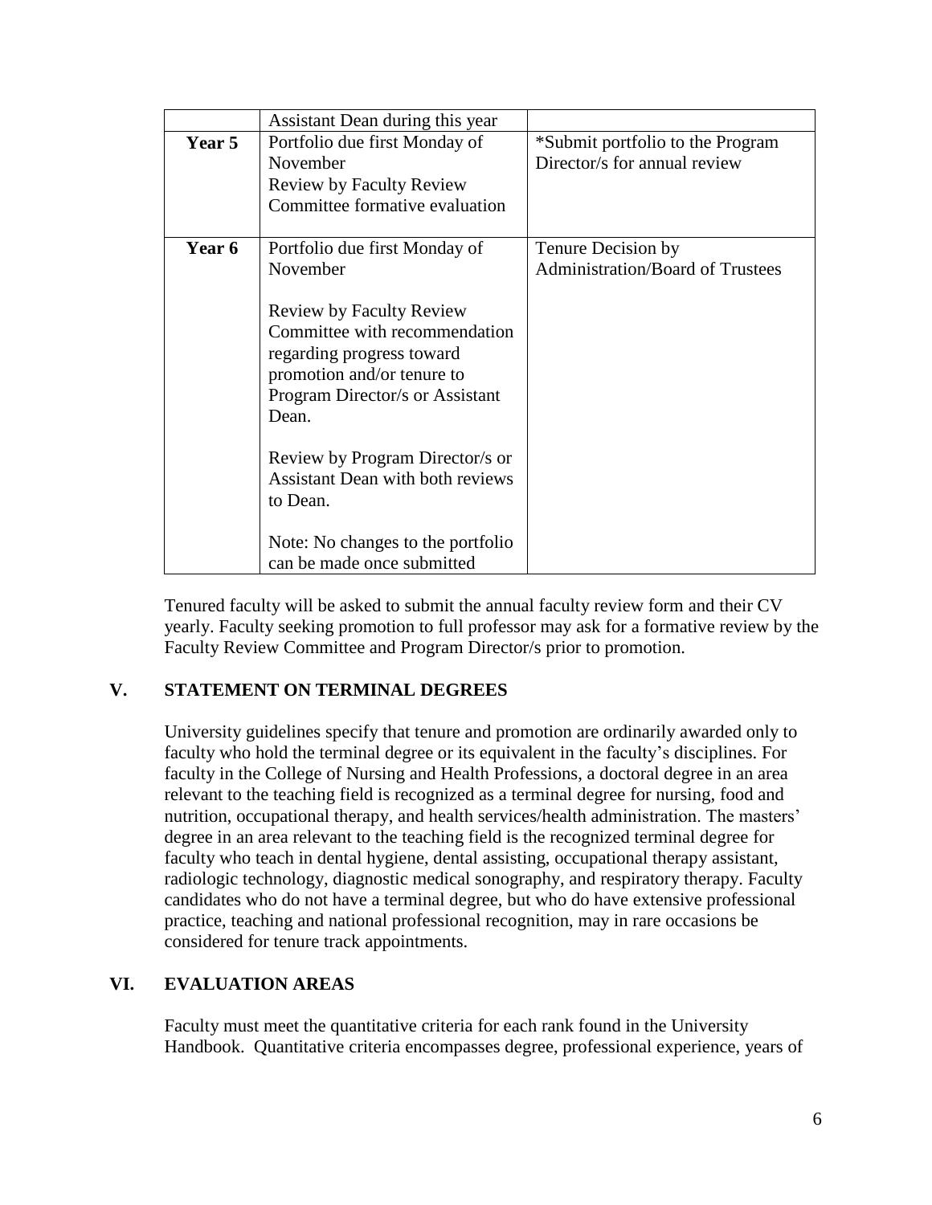| | | |
|---|---|---|
| | Assistant Dean during this year | |
| **Year 5** | Portfolio due first Monday of November<br>Review by Faculty Review Committee formative evaluation | *Submit portfolio to the Program Director/s for annual review |
| **Year 6** | Portfolio due first Monday of November<br><br>Review by Faculty Review Committee with recommendation regarding progress toward promotion and/or tenure to Program Director/s or Assistant Dean.<br><br>Review by Program Director/s or Assistant Dean with both reviews to Dean.<br><br>Note: No changes to the portfolio can be made once submitted | Tenure Decision by Administration/Board of Trustees |

Tenured faculty will be asked to submit the annual faculty review form and their CV yearly. Faculty seeking promotion to full professor may ask for a formative review by the Faculty Review Committee and Program Director/s prior to promotion.

## V. STATEMENT ON TERMINAL DEGREES

University guidelines specify that tenure and promotion are ordinarily awarded only to faculty who hold the terminal degree or its equivalent in the faculty's disciplines. For faculty in the College of Nursing and Health Professions, a doctoral degree in an area relevant to the teaching field is recognized as a terminal degree for nursing, food and nutrition, occupational therapy, and health services/health administration. The masters' degree in an area relevant to the teaching field is the recognized terminal degree for faculty who teach in dental hygiene, dental assisting, occupational therapy assistant, radiologic technology, diagnostic medical sonography, and respiratory therapy. Faculty candidates who do not have a terminal degree, but who do have extensive professional practice, teaching and national professional recognition, may in rare occasions be considered for tenure track appointments.

## VI. EVALUATION AREAS

Faculty must meet the quantitative criteria for each rank found in the University Handbook. Quantitative criteria encompasses degree, professional experience, years of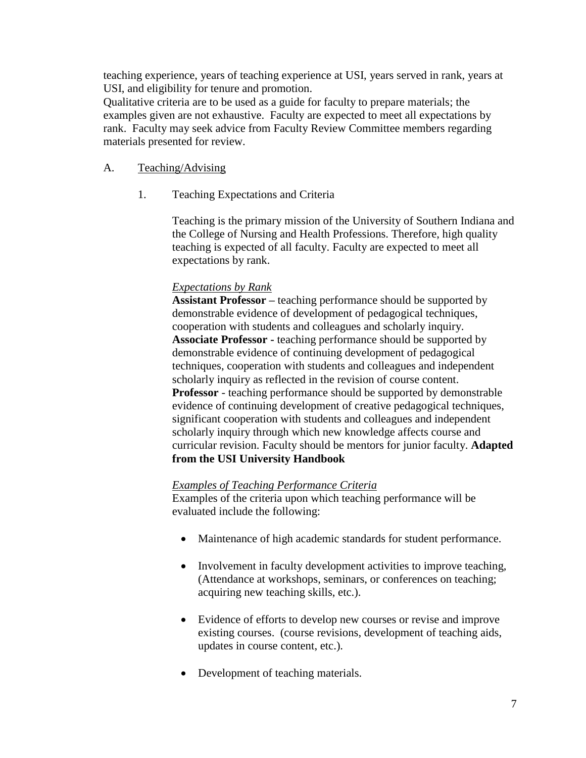teaching experience, years of teaching experience at USI, years served in rank, years at USI, and eligibility for tenure and promotion.

Qualitative criteria are to be used as a guide for faculty to prepare materials; the examples given are not exhaustive. Faculty are expected to meet all expectations by rank. Faculty may seek advice from Faculty Review Committee members regarding materials presented for review.

A. Teaching/Advising

1. Teaching Expectations and Criteria

Teaching is the primary mission of the University of Southern Indiana and the College of Nursing and Health Professions. Therefore, high quality teaching is expected of all faculty. Faculty are expected to meet all expectations by rank.

*Expectations by Rank*

**Assistant Professor** – teaching performance should be supported by demonstrable evidence of development of pedagogical techniques, cooperation with students and colleagues and scholarly inquiry.

**Associate Professor -** teaching performance should be supported by demonstrable evidence of continuing development of pedagogical techniques, cooperation with students and colleagues and independent scholarly inquiry as reflected in the revision of course content.

**Professor** - teaching performance should be supported by demonstrable evidence of continuing development of creative pedagogical techniques, significant cooperation with students and colleagues and independent scholarly inquiry through which new knowledge affects course and curricular revision. Faculty should be mentors for junior faculty. **Adapted from the USI University Handbook**

*Examples of Teaching Performance Criteria*

Examples of the criteria upon which teaching performance will be evaluated include the following:

- Maintenance of high academic standards for student performance.
- Involvement in faculty development activities to improve teaching, (Attendance at workshops, seminars, or conferences on teaching; acquiring new teaching skills, etc.).
- Evidence of efforts to develop new courses or revise and improve existing courses. (course revisions, development of teaching aids, updates in course content, etc.).
- Development of teaching materials.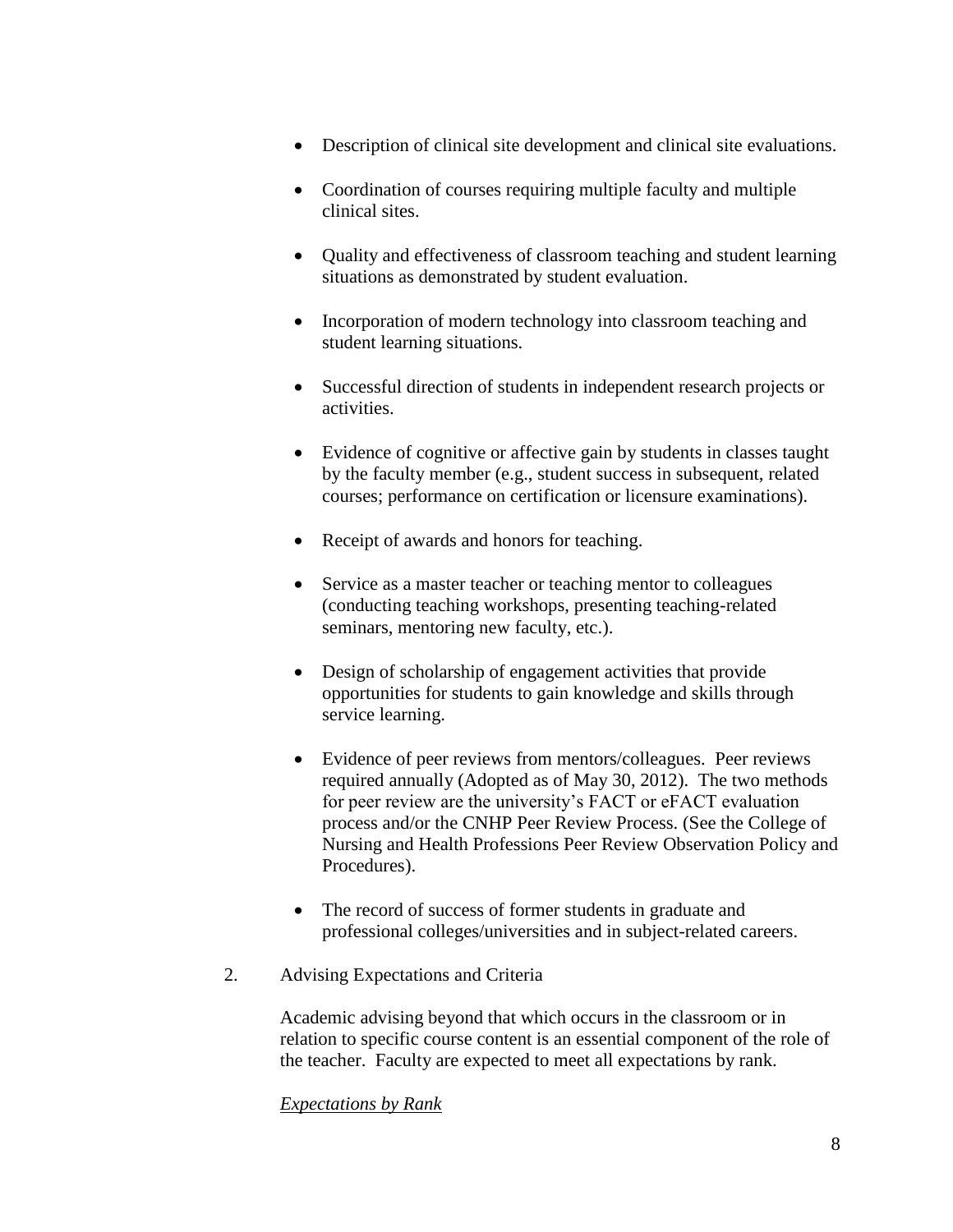- Description of clinical site development and clinical site evaluations.

- Coordination of courses requiring multiple faculty and multiple clinical sites.

- Quality and effectiveness of classroom teaching and student learning situations as demonstrated by student evaluation.

- Incorporation of modern technology into classroom teaching and student learning situations.

- Successful direction of students in independent research projects or activities.

- Evidence of cognitive or affective gain by students in classes taught by the faculty member (e.g., student success in subsequent, related courses; performance on certification or licensure examinations).

- Receipt of awards and honors for teaching.

- Service as a master teacher or teaching mentor to colleagues (conducting teaching workshops, presenting teaching-related seminars, mentoring new faculty, etc.).

- Design of scholarship of engagement activities that provide opportunities for students to gain knowledge and skills through service learning.

- Evidence of peer reviews from mentors/colleagues. Peer reviews required annually (Adopted as of May 30, 2012). The two methods for peer review are the university's FACT or eFACT evaluation process and/or the CNHP Peer Review Process. (See the College of Nursing and Health Professions Peer Review Observation Policy and Procedures).

- The record of success of former students in graduate and professional colleges/universities and in subject-related careers.

2. Advising Expectations and Criteria

Academic advising beyond that which occurs in the classroom or in relation to specific course content is an essential component of the role of the teacher. Faculty are expected to meet all expectations by rank.

*Expectations by Rank*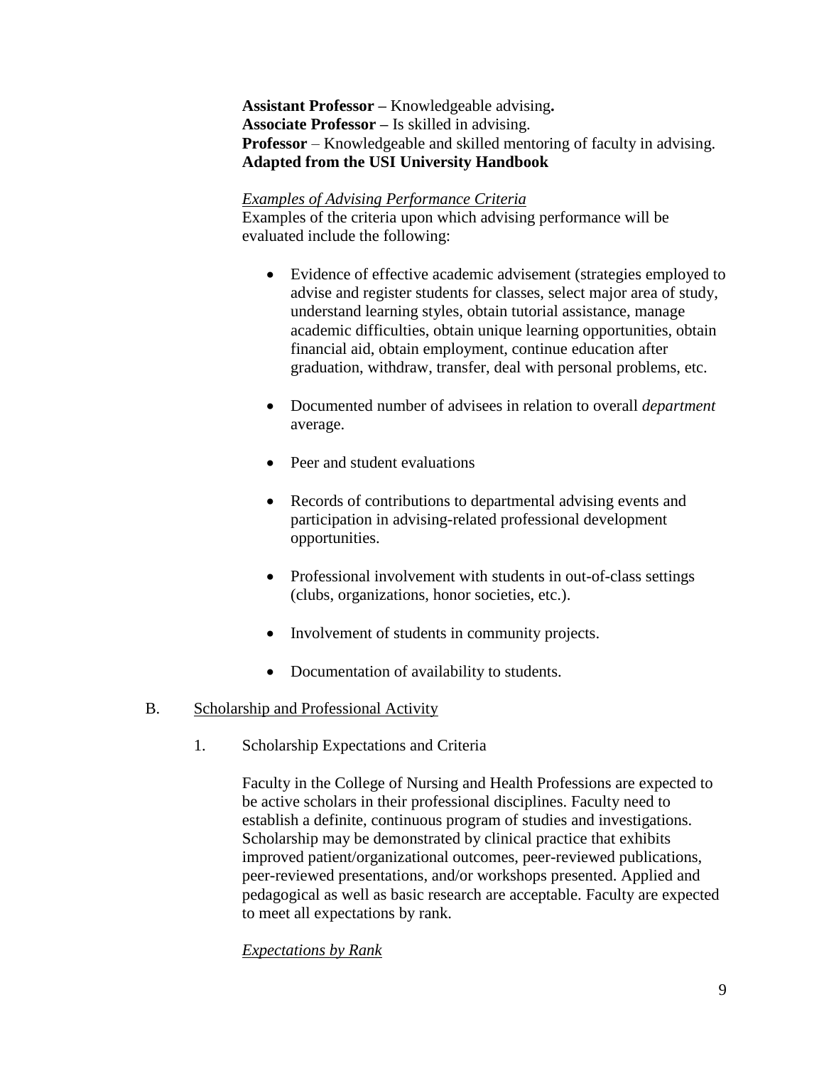**Assistant Professor –** Knowledgeable advising**.**
**Associate Professor –** Is skilled in advising.
**Professor** – Knowledgeable and skilled mentoring of faculty in advising.
**Adapted from the USI University Handbook**

*Examples of Advising Performance Criteria*
Examples of the criteria upon which advising performance will be evaluated include the following:

- Evidence of effective academic advisement (strategies employed to advise and register students for classes, select major area of study, understand learning styles, obtain tutorial assistance, manage academic difficulties, obtain unique learning opportunities, obtain financial aid, obtain employment, continue education after graduation, withdraw, transfer, deal with personal problems, etc.
- Documented number of advisees in relation to overall *department* average.
- Peer and student evaluations
- Records of contributions to departmental advising events and participation in advising-related professional development opportunities.
- Professional involvement with students in out-of-class settings (clubs, organizations, honor societies, etc.).
- Involvement of students in community projects.
- Documentation of availability to students.

B. Scholarship and Professional Activity

1. Scholarship Expectations and Criteria

Faculty in the College of Nursing and Health Professions are expected to be active scholars in their professional disciplines. Faculty need to establish a definite, continuous program of studies and investigations. Scholarship may be demonstrated by clinical practice that exhibits improved patient/organizational outcomes, peer-reviewed publications, peer-reviewed presentations, and/or workshops presented. Applied and pedagogical as well as basic research are acceptable. Faculty are expected to meet all expectations by rank.

*Expectations by Rank*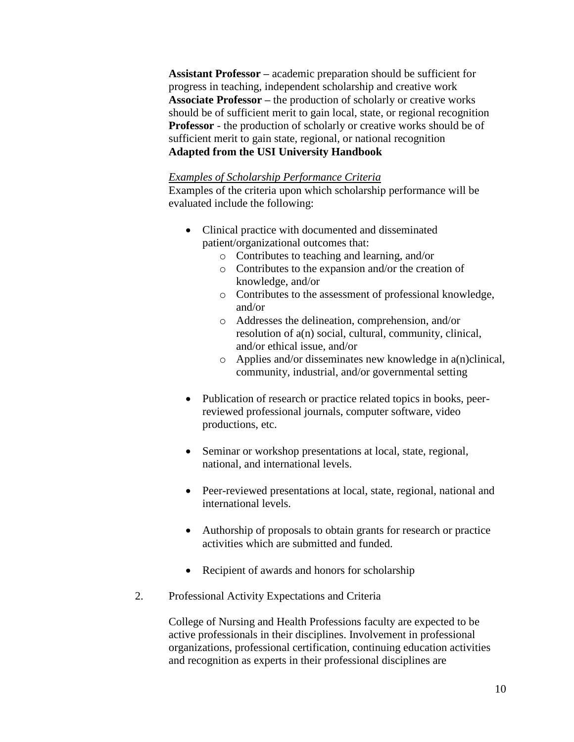**Assistant Professor –** academic preparation should be sufficient for progress in teaching, independent scholarship and creative work
**Associate Professor –** the production of scholarly or creative works should be of sufficient merit to gain local, state, or regional recognition
**Professor** - the production of scholarly or creative works should be of sufficient merit to gain state, regional, or national recognition
**Adapted from the USI University Handbook**

*Examples of Scholarship Performance Criteria*
Examples of the criteria upon which scholarship performance will be evaluated include the following:

- Clinical practice with documented and disseminated patient/organizational outcomes that:
    - Contributes to teaching and learning, and/or
    - Contributes to the expansion and/or the creation of knowledge, and/or
    - Contributes to the assessment of professional knowledge, and/or
    - Addresses the delineation, comprehension, and/or resolution of a(n) social, cultural, community, clinical, and/or ethical issue, and/or
    - Applies and/or disseminates new knowledge in a(n)clinical, community, industrial, and/or governmental setting

- Publication of research or practice related topics in books, peer-reviewed professional journals, computer software, video productions, etc.

- Seminar or workshop presentations at local, state, regional, national, and international levels.

- Peer-reviewed presentations at local, state, regional, national and international levels.

- Authorship of proposals to obtain grants for research or practice activities which are submitted and funded.

- Recipient of awards and honors for scholarship

2. Professional Activity Expectations and Criteria

College of Nursing and Health Professions faculty are expected to be active professionals in their disciplines. Involvement in professional organizations, professional certification, continuing education activities and recognition as experts in their professional disciplines are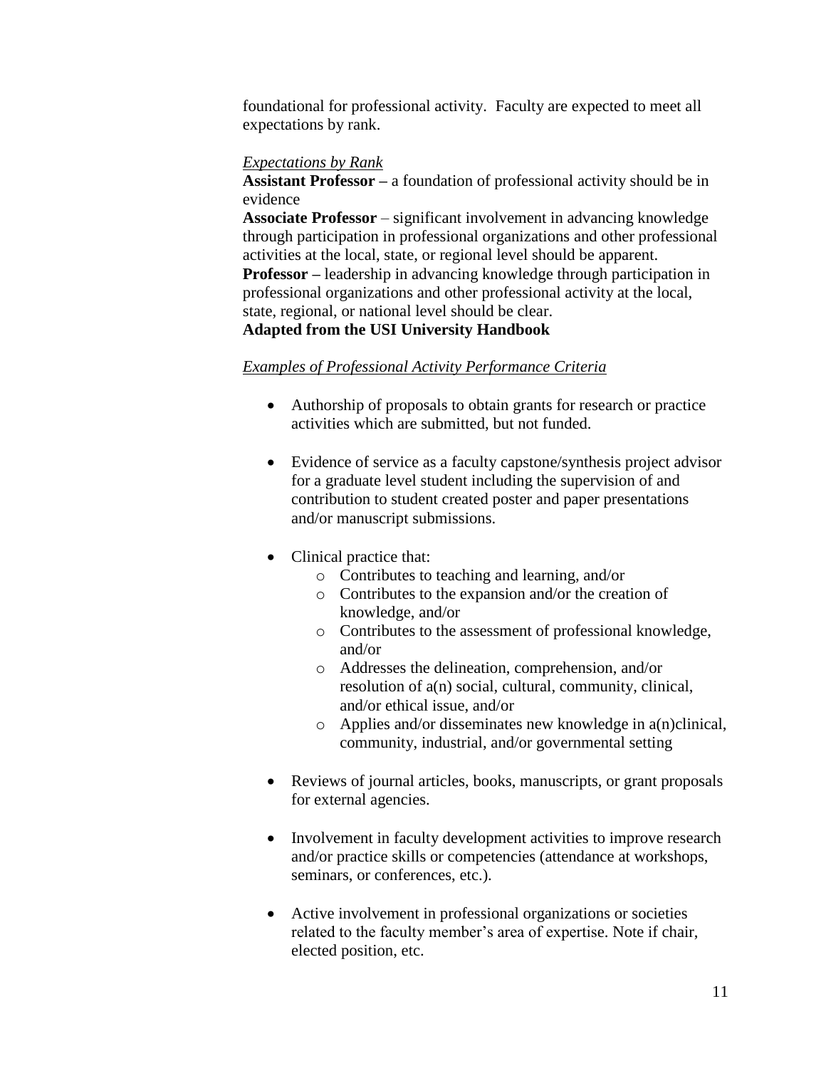foundational for professional activity. Faculty are expected to meet all expectations by rank.

*Expectations by Rank*

**Assistant Professor –** a foundation of professional activity should be in evidence

**Associate Professor** – significant involvement in advancing knowledge through participation in professional organizations and other professional activities at the local, state, or regional level should be apparent.

**Professor –** leadership in advancing knowledge through participation in professional organizations and other professional activity at the local, state, regional, or national level should be clear.

**Adapted from the USI University Handbook**

*Examples of Professional Activity Performance Criteria*

- Authorship of proposals to obtain grants for research or practice activities which are submitted, but not funded.

- Evidence of service as a faculty capstone/synthesis project advisor for a graduate level student including the supervision of and contribution to student created poster and paper presentations and/or manuscript submissions.

- Clinical practice that:
  - Contributes to teaching and learning, and/or
  - Contributes to the expansion and/or the creation of knowledge, and/or
  - Contributes to the assessment of professional knowledge, and/or
  - Addresses the delineation, comprehension, and/or resolution of a(n) social, cultural, community, clinical, and/or ethical issue, and/or
  - Applies and/or disseminates new knowledge in a(n)clinical, community, industrial, and/or governmental setting

- Reviews of journal articles, books, manuscripts, or grant proposals for external agencies.

- Involvement in faculty development activities to improve research and/or practice skills or competencies (attendance at workshops, seminars, or conferences, etc.).

- Active involvement in professional organizations or societies related to the faculty member's area of expertise. Note if chair, elected position, etc.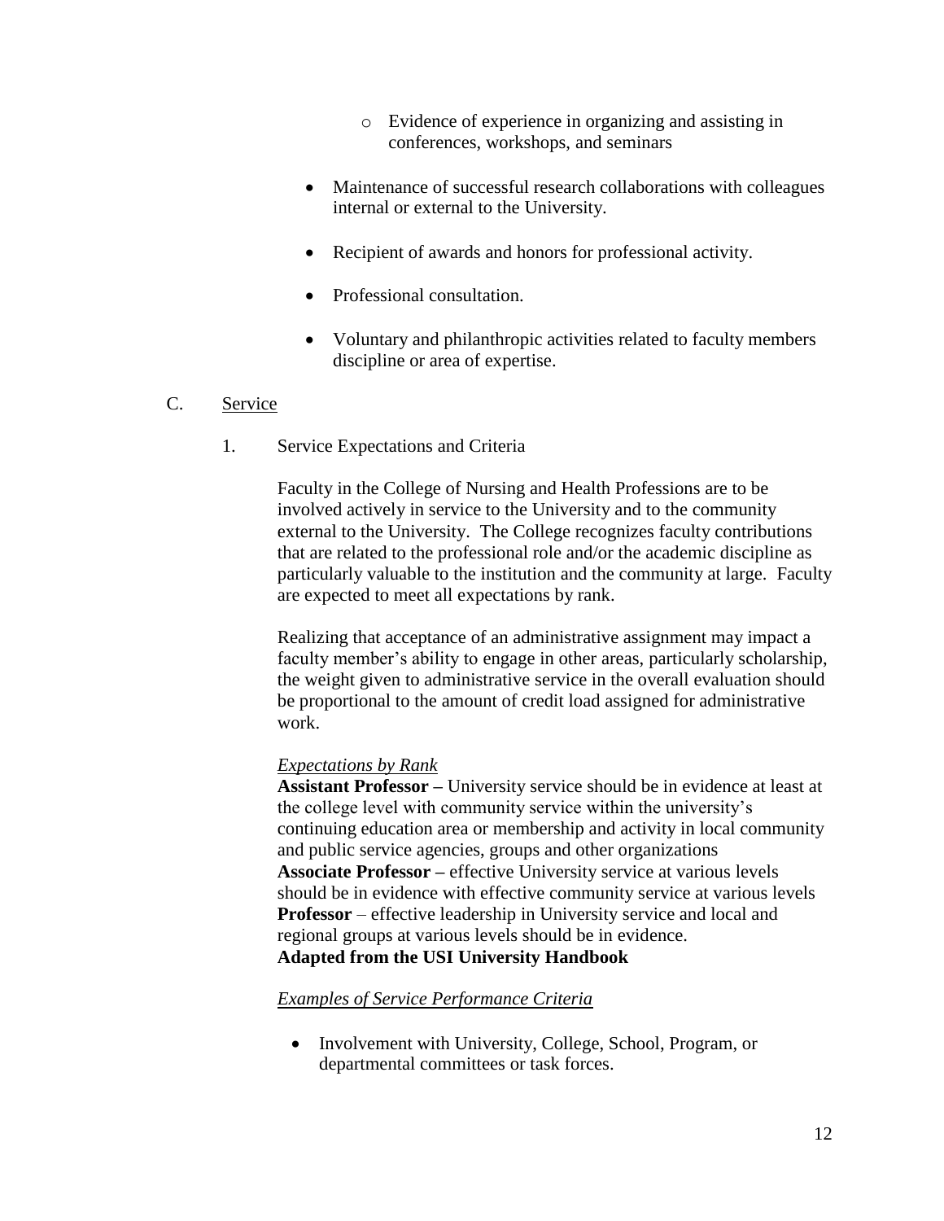- Evidence of experience in organizing and assisting in conferences, workshops, and seminars

- Maintenance of successful research collaborations with colleagues internal or external to the University.
- Recipient of awards and honors for professional activity.
- Professional consultation.
- Voluntary and philanthropic activities related to faculty members discipline or area of expertise.

## C. Service

### 1. Service Expectations and Criteria

Faculty in the College of Nursing and Health Professions are to be involved actively in service to the University and to the community external to the University. The College recognizes faculty contributions that are related to the professional role and/or the academic discipline as particularly valuable to the institution and the community at large. Faculty are expected to meet all expectations by rank.

Realizing that acceptance of an administrative assignment may impact a faculty member's ability to engage in other areas, particularly scholarship, the weight given to administrative service in the overall evaluation should be proportional to the amount of credit load assigned for administrative work.

*Expectations by Rank*

**Assistant Professor –** University service should be in evidence at least at the college level with community service within the university's continuing education area or membership and activity in local community and public service agencies, groups and other organizations

**Associate Professor –** effective University service at various levels should be in evidence with effective community service at various levels

**Professor** – effective leadership in University service and local and regional groups at various levels should be in evidence.

**Adapted from the USI University Handbook**

*Examples of Service Performance Criteria*

- Involvement with University, College, School, Program, or departmental committees or task forces.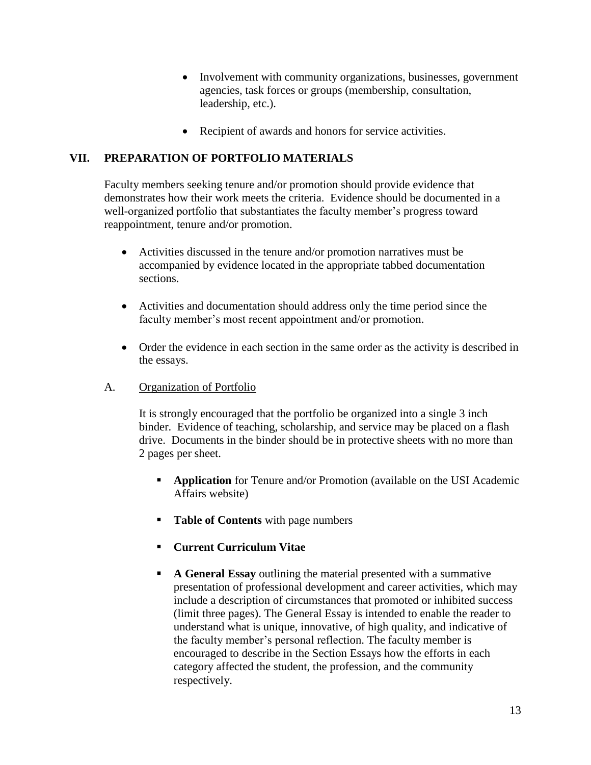- Involvement with community organizations, businesses, government agencies, task forces or groups (membership, consultation, leadership, etc.).

- Recipient of awards and honors for service activities.

## VII. PREPARATION OF PORTFOLIO MATERIALS

Faculty members seeking tenure and/or promotion should provide evidence that demonstrates how their work meets the criteria. Evidence should be documented in a well-organized portfolio that substantiates the faculty member's progress toward reappointment, tenure and/or promotion.

- Activities discussed in the tenure and/or promotion narratives must be accompanied by evidence located in the appropriate tabbed documentation sections.

- Activities and documentation should address only the time period since the faculty member's most recent appointment and/or promotion.

- Order the evidence in each section in the same order as the activity is described in the essays.

### A. Organization of Portfolio

It is strongly encouraged that the portfolio be organized into a single 3 inch binder. Evidence of teaching, scholarship, and service may be placed on a flash drive. Documents in the binder should be in protective sheets with no more than 2 pages per sheet.

- **Application** for Tenure and/or Promotion (available on the USI Academic Affairs website)

- **Table of Contents** with page numbers

- **Current Curriculum Vitae**

- **A General Essay** outlining the material presented with a summative presentation of professional development and career activities, which may include a description of circumstances that promoted or inhibited success (limit three pages). The General Essay is intended to enable the reader to understand what is unique, innovative, of high quality, and indicative of the faculty member's personal reflection. The faculty member is encouraged to describe in the Section Essays how the efforts in each category affected the student, the profession, and the community respectively.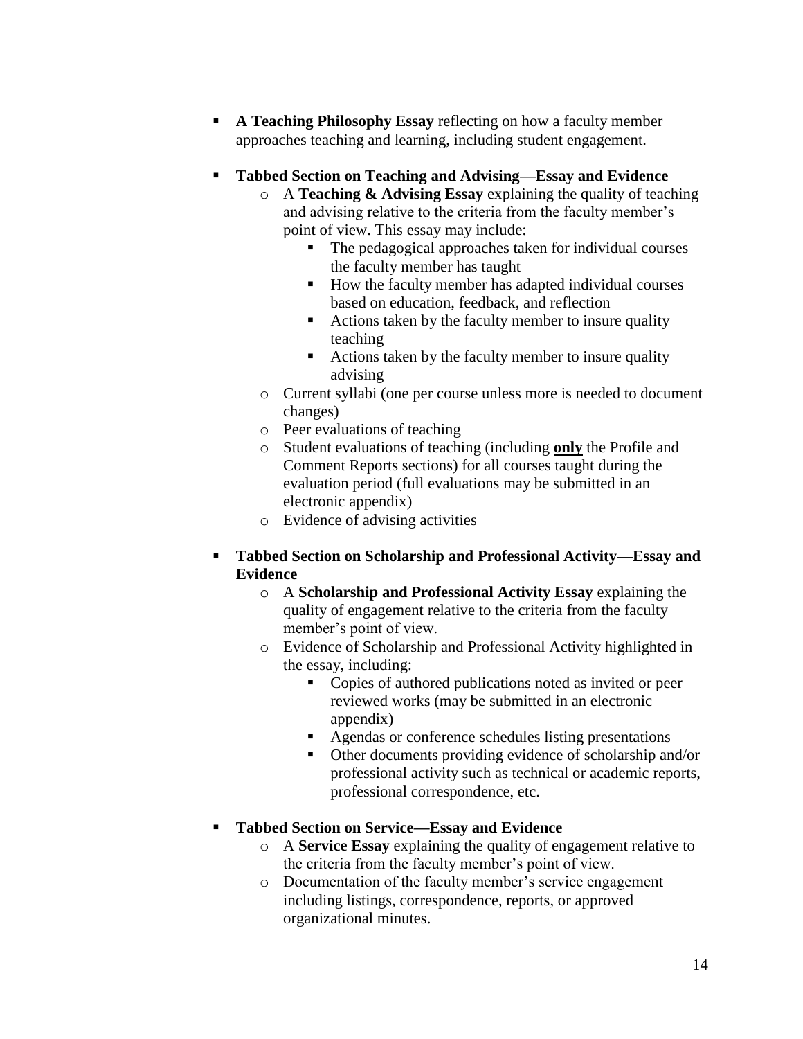- **A Teaching Philosophy Essay** reflecting on how a faculty member approaches teaching and learning, including student engagement.

- **Tabbed Section on Teaching and Advising—Essay and Evidence**
  - A **Teaching & Advising Essay** explaining the quality of teaching and advising relative to the criteria from the faculty member's point of view. This essay may include:
    - The pedagogical approaches taken for individual courses the faculty member has taught
    - How the faculty member has adapted individual courses based on education, feedback, and reflection
    - Actions taken by the faculty member to insure quality teaching
    - Actions taken by the faculty member to insure quality advising
  - Current syllabi (one per course unless more is needed to document changes)
  - Peer evaluations of teaching
  - Student evaluations of teaching (including **<u>only</u>** the Profile and Comment Reports sections) for all courses taught during the evaluation period (full evaluations may be submitted in an electronic appendix)
  - Evidence of advising activities

- **Tabbed Section on Scholarship and Professional Activity—Essay and Evidence**
  - A **Scholarship and Professional Activity Essay** explaining the quality of engagement relative to the criteria from the faculty member's point of view.
  - Evidence of Scholarship and Professional Activity highlighted in the essay, including:
    - Copies of authored publications noted as invited or peer reviewed works (may be submitted in an electronic appendix)
    - Agendas or conference schedules listing presentations
    - Other documents providing evidence of scholarship and/or professional activity such as technical or academic reports, professional correspondence, etc.

- **Tabbed Section on Service—Essay and Evidence**
  - A **Service Essay** explaining the quality of engagement relative to the criteria from the faculty member's point of view.
  - Documentation of the faculty member's service engagement including listings, correspondence, reports, or approved organizational minutes.